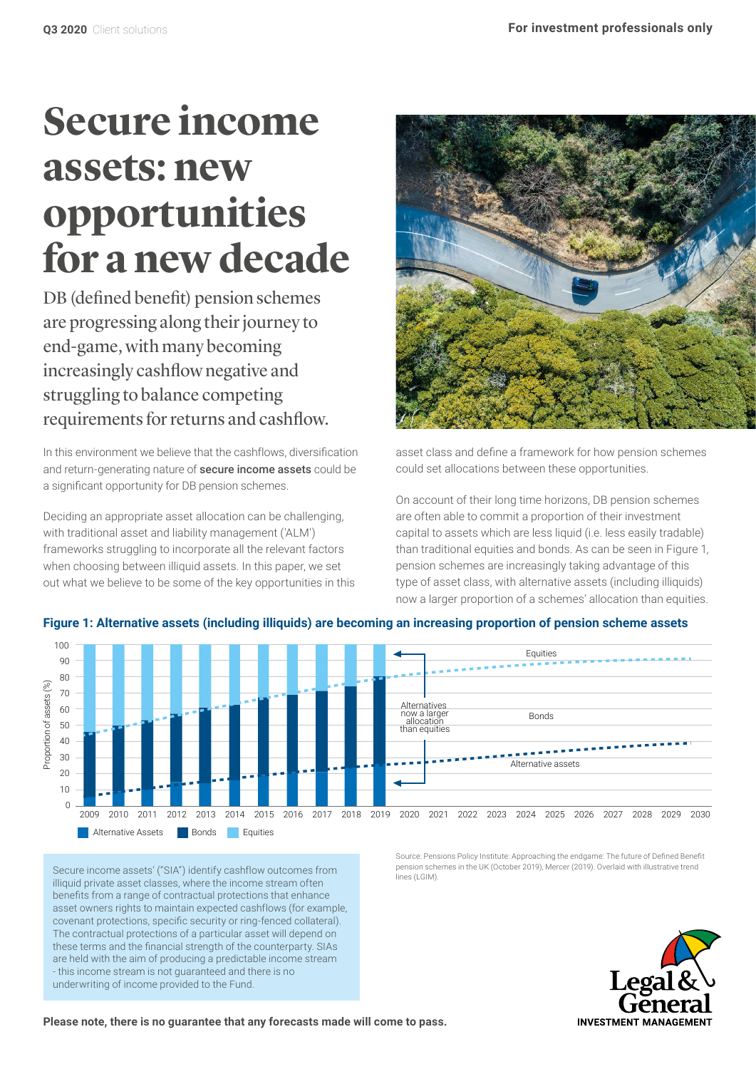# Secure income assets: new opportunities for a new decade

DB (defined benefit) pension schemes are progressing along their journey to end-game, with many becoming increasingly cashflow negative and struggling to balance competing requirements for returns and cashflow.

In this environment we believe that the cashflows, diversification and return-generating nature of **secure income assets** could be a significant opportunity for DB pension schemes.

Deciding an appropriate asset allocation can be challenging, with traditional asset and liability management ('ALM') frameworks struggling to incorporate all the relevant factors when choosing between illiquid assets. In this paper, we set out what we believe to be some of the key opportunities in this asset class and define a framework for how pension schemes could set allocations between these opportunities.

On account of their long time horizons, DB pension schemes are often able to commit a proportion of their investment capital to assets which are less liquid (i.e. less easily tradable) than traditional equities and bonds. As can be seen in Figure 1, pension schemes are increasingly taking advantage of this type of asset class, with alternative assets (including illiquids) now a larger proportion of a schemes' allocation than equities.

**Figure 1: Alternative assets (including illiquids) are becoming an increasing proportion of pension scheme assets**

Source: Pensions Policy Institute: Approaching the endgame: The future of Defined Benefit pension schemes in the UK (October 2019), Mercer (2019). Overlaid with illustrative trend lines (LGIM).

Secure income assets' ("SIA") identify cashflow outcomes from illiquid private asset classes, where the income stream often benefits from a range of contractual protections that enhance asset owners rights to maintain expected cashflows (for example, covenant protections, specific security or ring-fenced collateral). The contractual protections of a particular asset will depend on these terms and the financial strength of the counterparty. SIAs are held with the aim of producing a predictable income stream - this income stream is not guaranteed and there is no underwriting of income provided to the Fund.

**Please note, there is no guarantee that any forecasts made will come to pass.**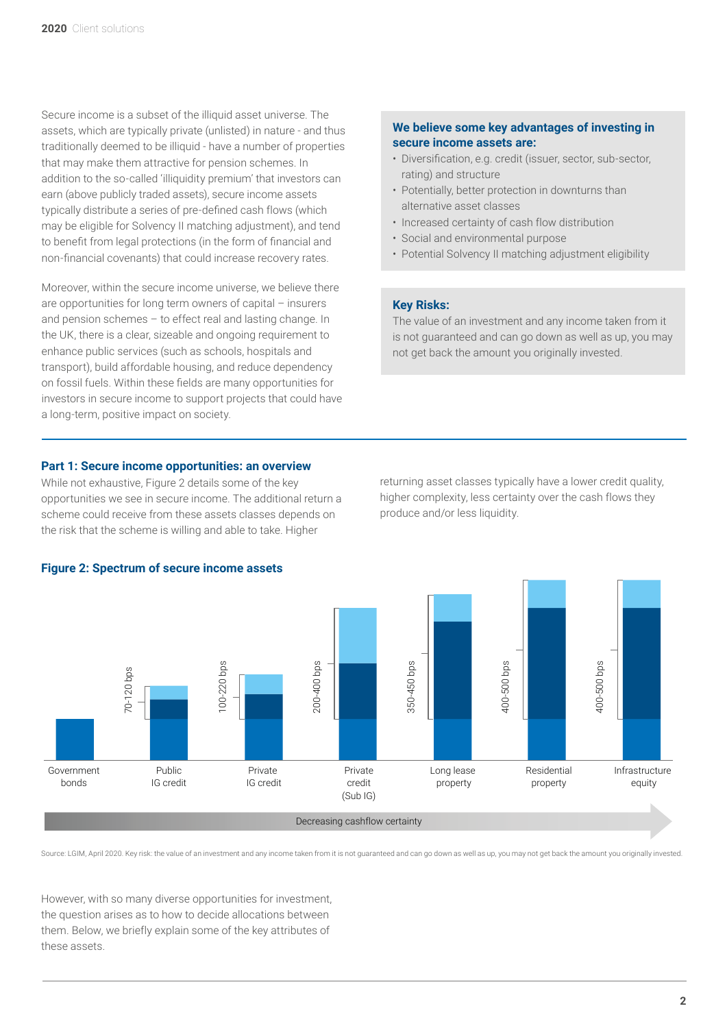Secure income is a subset of the illiquid asset universe. The assets, which are typically private (unlisted) in nature - and thus traditionally deemed to be illiquid - have a number of properties that may make them attractive for pension schemes. In addition to the so-called 'illiquidity premium' that investors can earn (above publicly traded assets), secure income assets typically distribute a series of pre-defined cash flows (which may be eligible for Solvency II matching adjustment), and tend to benefit from legal protections (in the form of financial and non-financial covenants) that could increase recovery rates.

Moreover, within the secure income universe, we believe there are opportunities for long term owners of capital – insurers and pension schemes – to effect real and lasting change. In the UK, there is a clear, sizeable and ongoing requirement to enhance public services (such as schools, hospitals and transport), build affordable housing, and reduce dependency on fossil fuels. Within these fields are many opportunities for investors in secure income to support projects that could have a long-term, positive impact on society.

**We believe some key advantages of investing in secure income assets are:**

- Diversification, e.g. credit (issuer, sector, sub-sector, rating) and structure
- Potentially, better protection in downturns than alternative asset classes
- Increased certainty of cash flow distribution
- Social and environmental purpose
- Potential Solvency II matching adjustment eligibility

**Key Risks:**

The value of an investment and any income taken from it is not guaranteed and can go down as well as up, you may not get back the amount you originally invested.

## Part 1: Secure income opportunities: an overview

While not exhaustive, Figure 2 details some of the key opportunities we see in secure income. The additional return a scheme could receive from these assets classes depends on the risk that the scheme is willing and able to take. Higher returning asset classes typically have a lower credit quality, higher complexity, less certainty over the cash flows they produce and/or less liquidity.

**Figure 2: Spectrum of secure income assets**

| Asset | Spread |
|---|---|
| Government bonds | |
| Public IG credit | 70-120 bps |
| Private IG credit | 100-220 bps |
| Private credit (Sub IG) | 200-400 bps |
| Long lease property | 350-450 bps |
| Residential property | 400-500 bps |
| Infrastructure equity | 400-500 bps |

Decreasing cashflow certainty

Source: LGIM, April 2020. Key risk: the value of an investment and any income taken from it is not guaranteed and can go down as well as up, you may not get back the amount you originally invested.

However, with so many diverse opportunities for investment, the question arises as to how to decide allocations between them. Below, we briefly explain some of the key attributes of these assets.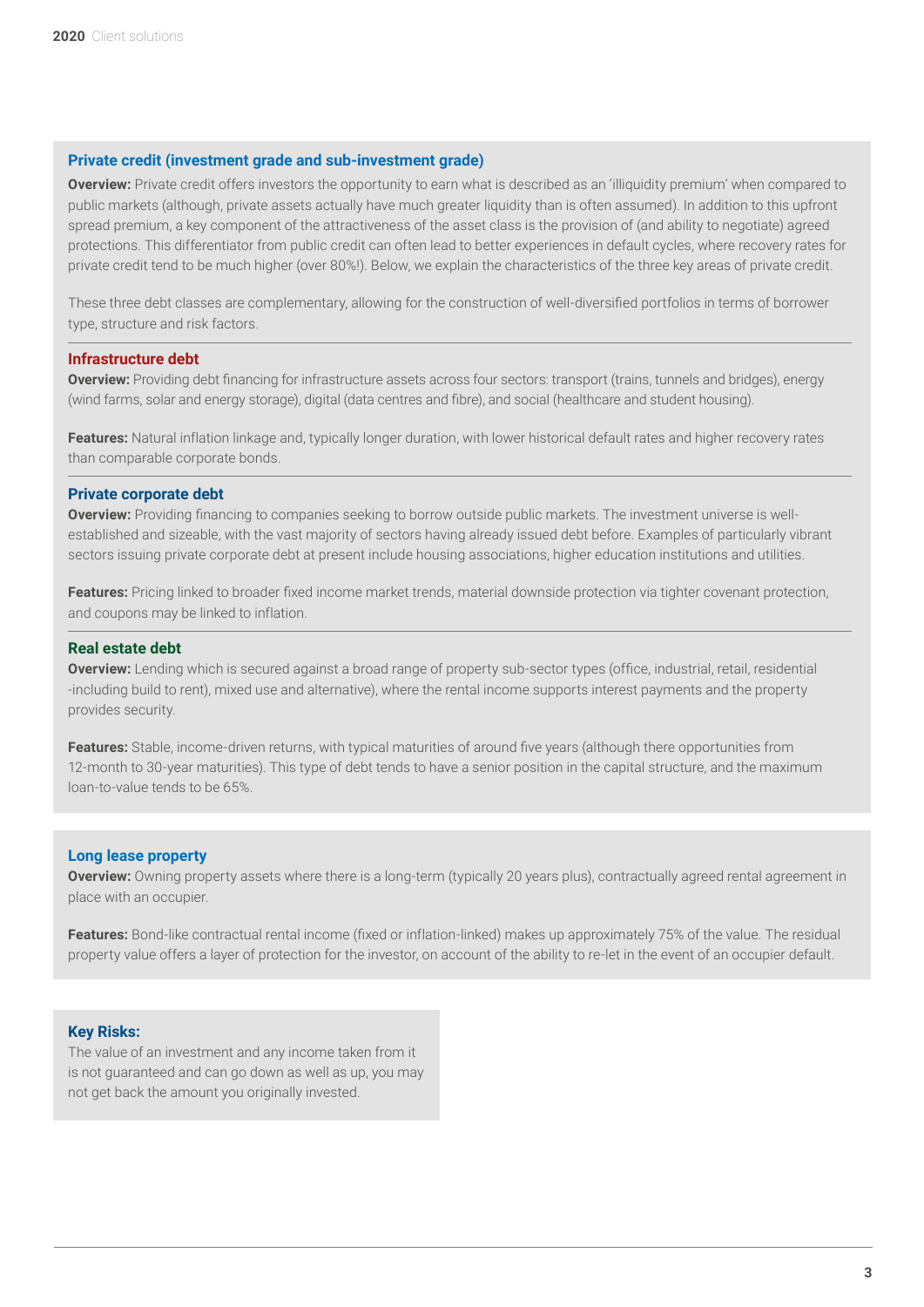### Private credit (investment grade and sub-investment grade)

**Overview:** Private credit offers investors the opportunity to earn what is described as an 'illiquidity premium' when compared to public markets (although, private assets actually have much greater liquidity than is often assumed). In addition to this upfront spread premium, a key component of the attractiveness of the asset class is the provision of (and ability to negotiate) agreed protections. This differentiator from public credit can often lead to better experiences in default cycles, where recovery rates for private credit tend to be much higher (over 80%!). Below, we explain the characteristics of the three key areas of private credit.

These three debt classes are complementary, allowing for the construction of well-diversified portfolios in terms of borrower type, structure and risk factors.

#### Infrastructure debt

**Overview:** Providing debt financing for infrastructure assets across four sectors: transport (trains, tunnels and bridges), energy (wind farms, solar and energy storage), digital (data centres and fibre), and social (healthcare and student housing).

**Features:** Natural inflation linkage and, typically longer duration, with lower historical default rates and higher recovery rates than comparable corporate bonds.

#### Private corporate debt

**Overview:** Providing financing to companies seeking to borrow outside public markets. The investment universe is well-established and sizeable, with the vast majority of sectors having already issued debt before. Examples of particularly vibrant sectors issuing private corporate debt at present include housing associations, higher education institutions and utilities.

**Features:** Pricing linked to broader fixed income market trends, material downside protection via tighter covenant protection, and coupons may be linked to inflation.

#### Real estate debt

**Overview:** Lending which is secured against a broad range of property sub-sector types (office, industrial, retail, residential -including build to rent), mixed use and alternative), where the rental income supports interest payments and the property provides security.

**Features:** Stable, income-driven returns, with typical maturities of around five years (although there opportunities from 12-month to 30-year maturities). This type of debt tends to have a senior position in the capital structure, and the maximum loan-to-value tends to be 65%.

### Long lease property

**Overview:** Owning property assets where there is a long-term (typically 20 years plus), contractually agreed rental agreement in place with an occupier.

**Features:** Bond-like contractual rental income (fixed or inflation-linked) makes up approximately 75% of the value. The residual property value offers a layer of protection for the investor, on account of the ability to re-let in the event of an occupier default.

**Key Risks:**
The value of an investment and any income taken from it is not guaranteed and can go down as well as up, you may not get back the amount you originally invested.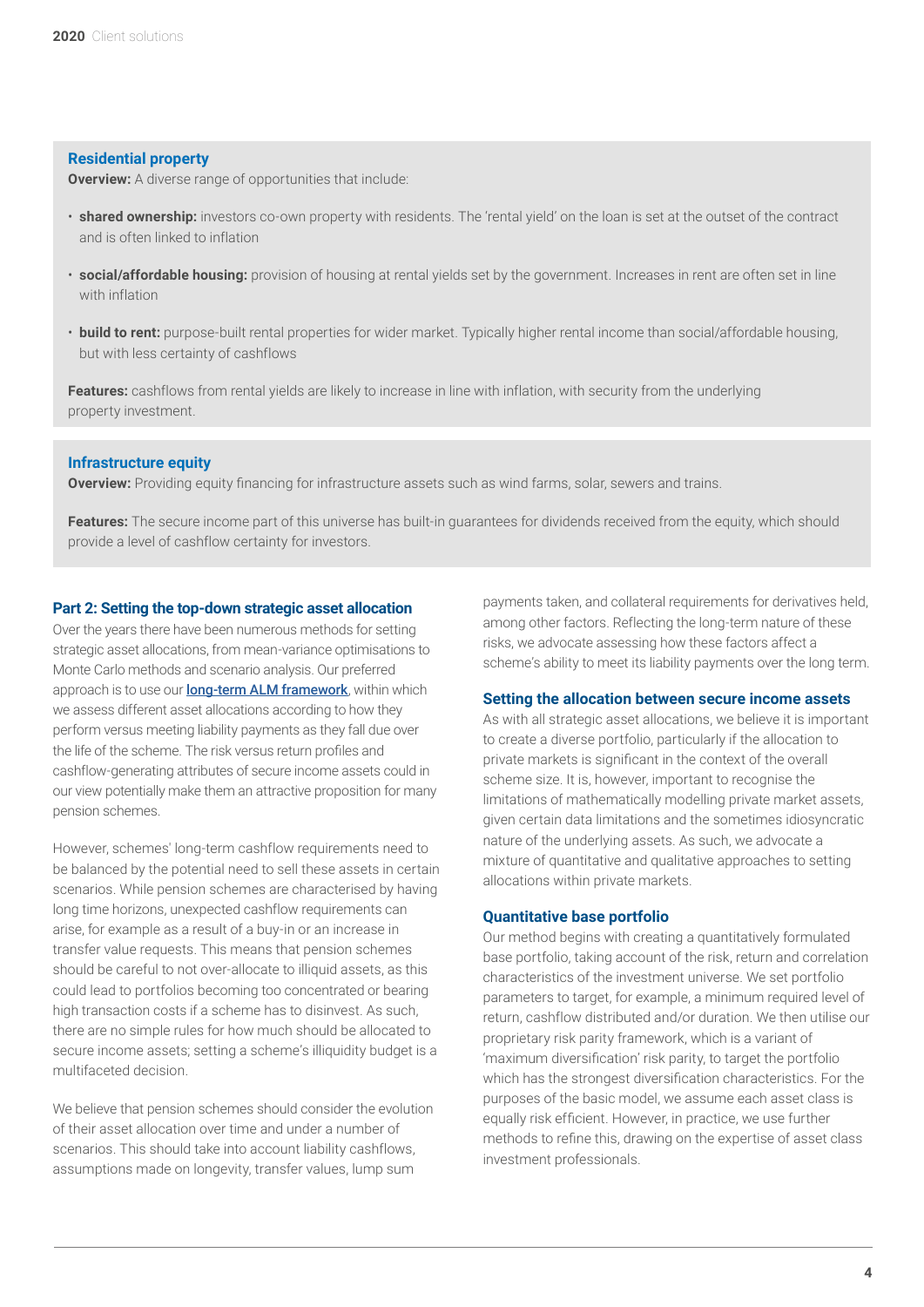### Residential property

**Overview:** A diverse range of opportunities that include:

- **shared ownership:** investors co-own property with residents. The 'rental yield' on the loan is set at the outset of the contract and is often linked to inflation
- **social/affordable housing:** provision of housing at rental yields set by the government. Increases in rent are often set in line with inflation
- **build to rent:** purpose-built rental properties for wider market. Typically higher rental income than social/affordable housing, but with less certainty of cashflows

**Features:** cashflows from rental yields are likely to increase in line with inflation, with security from the underlying property investment.

### Infrastructure equity

**Overview:** Providing equity financing for infrastructure assets such as wind farms, solar, sewers and trains.

**Features:** The secure income part of this universe has built-in guarantees for dividends received from the equity, which should provide a level of cashflow certainty for investors.

## Part 2: Setting the top-down strategic asset allocation

Over the years there have been numerous methods for setting strategic asset allocations, from mean-variance optimisations to Monte Carlo methods and scenario analysis. Our preferred approach is to use our [long-term ALM framework](), within which we assess different asset allocations according to how they perform versus meeting liability payments as they fall due over the life of the scheme. The risk versus return profiles and cashflow-generating attributes of secure income assets could in our view potentially make them an attractive proposition for many pension schemes.

However, schemes' long-term cashflow requirements need to be balanced by the potential need to sell these assets in certain scenarios. While pension schemes are characterised by having long time horizons, unexpected cashflow requirements can arise, for example as a result of a buy-in or an increase in transfer value requests. This means that pension schemes should be careful to not over-allocate to illiquid assets, as this could lead to portfolios becoming too concentrated or bearing high transaction costs if a scheme has to disinvest. As such, there are no simple rules for how much should be allocated to secure income assets; setting a scheme's illiquidity budget is a multifaceted decision.

We believe that pension schemes should consider the evolution of their asset allocation over time and under a number of scenarios. This should take into account liability cashflows, assumptions made on longevity, transfer values, lump sum payments taken, and collateral requirements for derivatives held, among other factors. Reflecting the long-term nature of these risks, we advocate assessing how these factors affect a scheme's ability to meet its liability payments over the long term.

### Setting the allocation between secure income assets

As with all strategic asset allocations, we believe it is important to create a diverse portfolio, particularly if the allocation to private markets is significant in the context of the overall scheme size. It is, however, important to recognise the limitations of mathematically modelling private market assets, given certain data limitations and the sometimes idiosyncratic nature of the underlying assets. As such, we advocate a mixture of quantitative and qualitative approaches to setting allocations within private markets.

### Quantitative base portfolio

Our method begins with creating a quantitatively formulated base portfolio, taking account of the risk, return and correlation characteristics of the investment universe. We set portfolio parameters to target, for example, a minimum required level of return, cashflow distributed and/or duration. We then utilise our proprietary risk parity framework, which is a variant of 'maximum diversification' risk parity, to target the portfolio which has the strongest diversification characteristics. For the purposes of the basic model, we assume each asset class is equally risk efficient. However, in practice, we use further methods to refine this, drawing on the expertise of asset class investment professionals.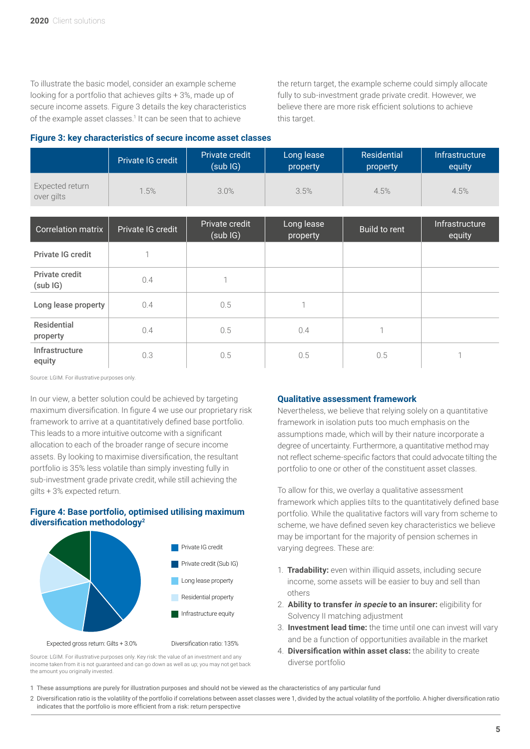To illustrate the basic model, consider an example scheme looking for a portfolio that achieves gilts + 3%, made up of secure income assets. Figure 3 details the key characteristics of the example asset classes.[1] It can be seen that to achieve the return target, the example scheme could simply allocate fully to sub-investment grade private credit. However, we believe there are more risk efficient solutions to achieve this target.

### Figure 3: key characteristics of secure income asset classes

| | Private IG credit | Private credit (sub IG) | Long lease property | Residential property | Infrastructure equity |
|---|---|---|---|---|---|
| Expected return over gilts | 1.5% | 3.0% | 3.5% | 4.5% | 4.5% |

| Correlation matrix | Private IG credit | Private credit (sub IG) | Long lease property | Build to rent | Infrastructure equity |
|---|---|---|---|---|---|
| **Private IG credit** | 1 | | | | |
| **Private credit (sub IG)** | 0.4 | 1 | | | |
| **Long lease property** | 0.4 | 0.5 | 1 | | |
| **Residential property** | 0.4 | 0.5 | 0.4 | 1 | |
| **Infrastructure equity** | 0.3 | 0.5 | 0.5 | 0.5 | 1 |

Source: LGIM. For illustrative purposes only.

In our view, a better solution could be achieved by targeting maximum diversification. In figure 4 we use our proprietary risk framework to arrive at a quantitatively defined base portfolio. This leads to a more intuitive outcome with a significant allocation to each of the broader range of secure income assets. By looking to maximise diversification, the resultant portfolio is 35% less volatile than simply investing fully in sub-investment grade private credit, while still achieving the gilts + 3% expected return.

### Figure 4: Base portfolio, optimised utilising maximum diversification methodology[2]

Private IG credit

Private credit (Sub IG)

Long lease property

Residential property

Infrastructure equity

Expected gross return: Gilts + 3.0%

Diversification ratio: 135%

Source: LGIM. For illustrative purposes only. Key risk: the value of an investment and any income taken from it is not guaranteed and can go down as well as up; you may not get back the amount you originally invested.

### Qualitative assessment framework

Nevertheless, we believe that relying solely on a quantitative framework in isolation puts too much emphasis on the assumptions made, which will by their nature incorporate a degree of uncertainty. Furthermore, a quantitative method may not reflect scheme-specific factors that could advocate tilting the portfolio to one or other of the constituent asset classes.

To allow for this, we overlay a qualitative assessment framework which applies tilts to the quantitatively defined base portfolio. While the qualitative factors will vary from scheme to scheme, we have defined seven key characteristics we believe may be important for the majority of pension schemes in varying degrees. These are:

1. **Tradability:** even within illiquid assets, including secure income, some assets will be easier to buy and sell than others
2. **Ability to transfer *in specie* to an insurer:** eligibility for Solvency II matching adjustment
3. **Investment lead time:** the time until one can invest will vary and be a function of opportunities available in the market
4. **Diversification within asset class:** the ability to create diverse portfolio

1 These assumptions are purely for illustration purposes and should not be viewed as the characteristics of any particular fund

2 Diversification ratio is the volatility of the portfolio if correlations between asset classes were 1, divided by the actual volatility of the portfolio. A higher diversification ratio indicates that the portfolio is more efficient from a risk: return perspective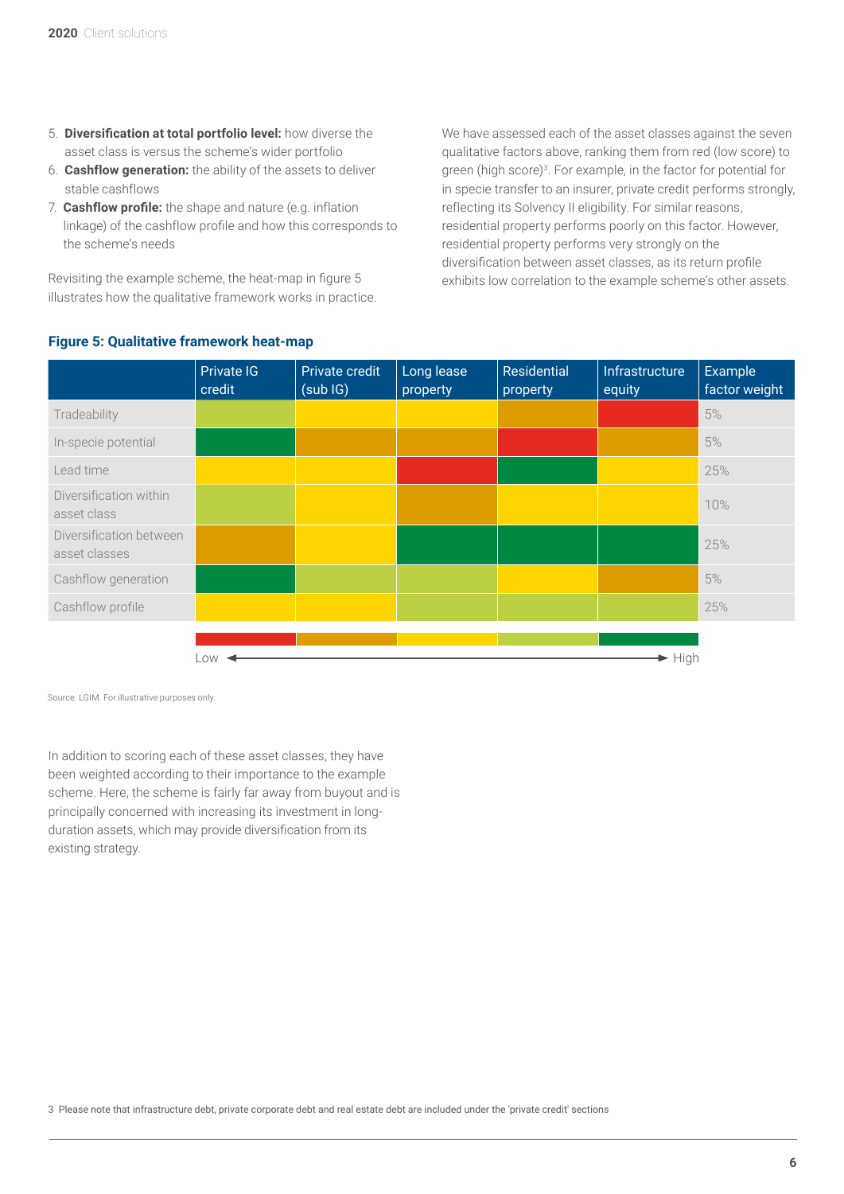5. **Diversification at total portfolio level:** how diverse the asset class is versus the scheme's wider portfolio
6. **Cashflow generation:** the ability of the assets to deliver stable cashflows
7. **Cashflow profile:** the shape and nature (e.g. inflation linkage) of the cashflow profile and how this corresponds to the scheme's needs

Revisiting the example scheme, the heat-map in figure 5 illustrates how the qualitative framework works in practice.

We have assessed each of the asset classes against the seven qualitative factors above, ranking them from red (low score) to green (high score)[3]. For example, in the factor for potential for in specie transfer to an insurer, private credit performs strongly, reflecting its Solvency II eligibility. For similar reasons, residential property performs poorly on this factor. However, residential property performs very strongly on the diversification between asset classes, as its return profile exhibits low correlation to the example scheme's other assets.

**Figure 5: Qualitative framework heat-map**

| | Private IG credit | Private credit (sub IG) | Long lease property | Residential property | Infrastructure equity | Example factor weight |
|---|---|---|---|---|---|---|
| Tradeability | Light green | Yellow | Yellow | Orange | Red | 5% |
| In-specie potential | Dark green | Orange | Orange | Red | Orange | 5% |
| Lead time | Yellow | Yellow | Red | Dark green | Yellow | 25% |
| Diversification within asset class | Light green | Yellow | Orange | Yellow | Yellow | 10% |
| Diversification between asset classes | Orange | Yellow | Dark green | Dark green | Dark green | 25% |
| Cashflow generation | Dark green | Light green | Light green | Yellow | Orange | 5% |
| Cashflow profile | Yellow | Yellow | Light green | Light green | Light green | 25% |

Scale: Low (Red → Orange → Yellow → Light green → Dark green) High

Source: LGIM. For illustrative purposes only.

In addition to scoring each of these asset classes, they have been weighted according to their importance to the example scheme. Here, the scheme is fairly far away from buyout and is principally concerned with increasing its investment in long-duration assets, which may provide diversification from its existing strategy.

3 Please note that infrastructure debt, private corporate debt and real estate debt are included under the 'private credit' sections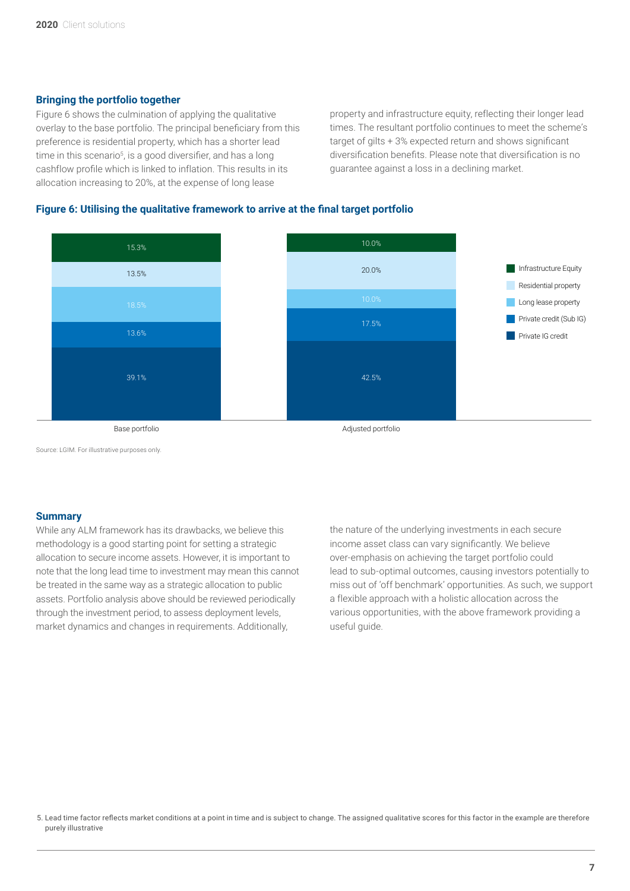## Bringing the portfolio together

Figure 6 shows the culmination of applying the qualitative overlay to the base portfolio. The principal beneficiary from this preference is residential property, which has a shorter lead time in this scenario[5], is a good diversifier, and has a long cashflow profile which is linked to inflation. This results in its allocation increasing to 20%, at the expense of long lease property and infrastructure equity, reflecting their longer lead times. The resultant portfolio continues to meet the scheme's target of gilts + 3% expected return and shows significant diversification benefits. Please note that diversification is no guarantee against a loss in a declining market.

**Figure 6: Utilising the qualitative framework to arrive at the final target portfolio**

| | Base portfolio | Adjusted portfolio |
|---|---|---|
| Infrastructure Equity | 15.3% | 10.0% |
| Residential property | 13.5% | 20.0% |
| Long lease property | 18.5% | 10.0% |
| Private credit (Sub IG) | 13.6% | 17.5% |
| Private IG credit | 39.1% | 42.5% |

Source: LGIM. For illustrative purposes only.

## Summary

While any ALM framework has its drawbacks, we believe this methodology is a good starting point for setting a strategic allocation to secure income assets. However, it is important to note that the long lead time to investment may mean this cannot be treated in the same way as a strategic allocation to public assets. Portfolio analysis above should be reviewed periodically through the investment period, to assess deployment levels, market dynamics and changes in requirements. Additionally, the nature of the underlying investments in each secure income asset class can vary significantly. We believe over-emphasis on achieving the target portfolio could lead to sub-optimal outcomes, causing investors potentially to miss out of 'off benchmark' opportunities. As such, we support a flexible approach with a holistic allocation across the various opportunities, with the above framework providing a useful guide.

5. Lead time factor reflects market conditions at a point in time and is subject to change. The assigned qualitative scores for this factor in the example are therefore purely illustrative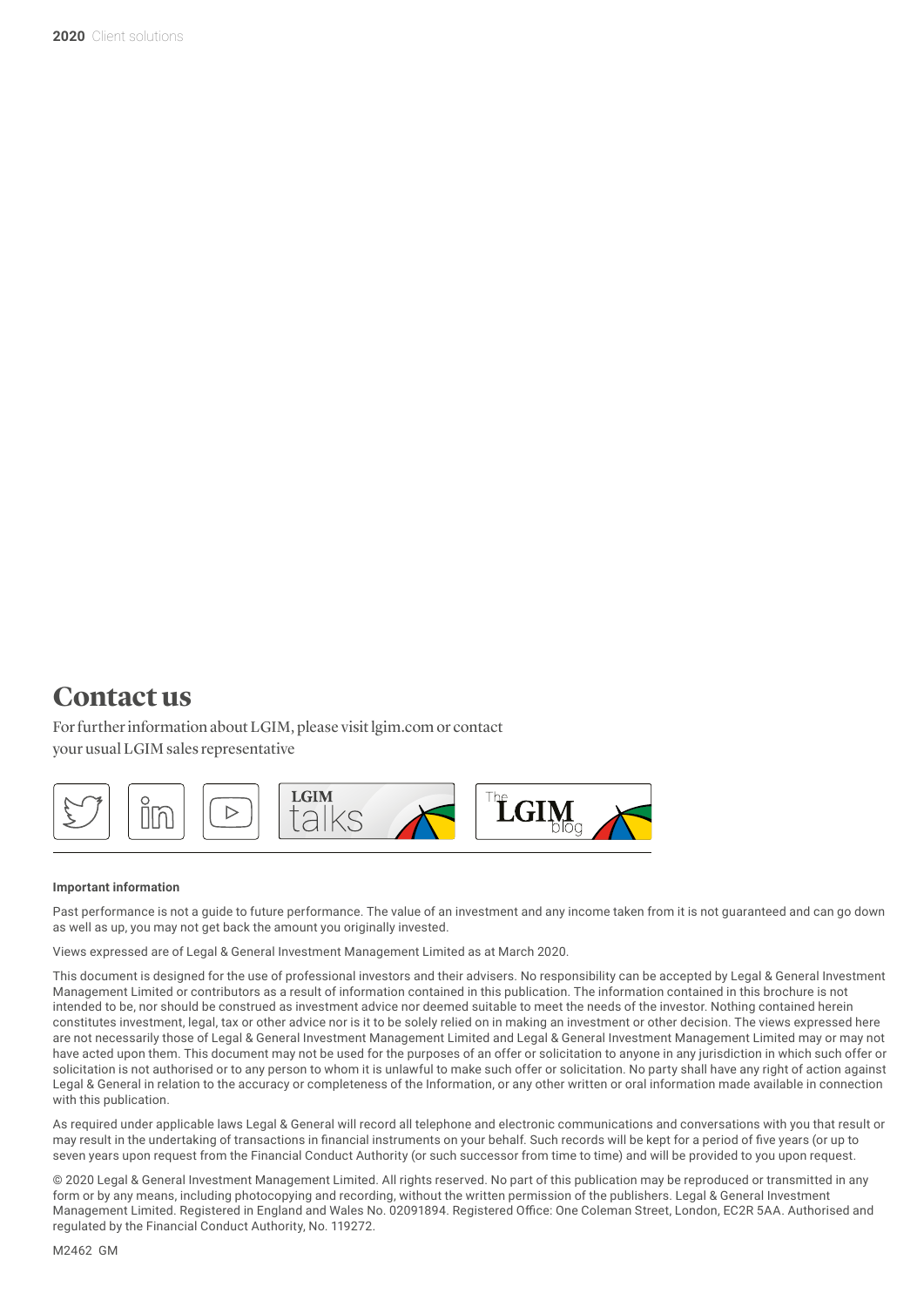# Contact us

For further information about LGIM, please visit lgim.com or contact your usual LGIM sales representative

**Important information**

Past performance is not a guide to future performance. The value of an investment and any income taken from it is not guaranteed and can go down as well as up, you may not get back the amount you originally invested.

Views expressed are of Legal & General Investment Management Limited as at March 2020.

This document is designed for the use of professional investors and their advisers. No responsibility can be accepted by Legal & General Investment Management Limited or contributors as a result of information contained in this publication. The information contained in this brochure is not intended to be, nor should be construed as investment advice nor deemed suitable to meet the needs of the investor. Nothing contained herein constitutes investment, legal, tax or other advice nor is it to be solely relied on in making an investment or other decision. The views expressed here are not necessarily those of Legal & General Investment Management Limited and Legal & General Investment Management Limited may or may not have acted upon them. This document may not be used for the purposes of an offer or solicitation to anyone in any jurisdiction in which such offer or solicitation is not authorised or to any person to whom it is unlawful to make such offer or solicitation. No party shall have any right of action against Legal & General in relation to the accuracy or completeness of the Information, or any other written or oral information made available in connection with this publication.

As required under applicable laws Legal & General will record all telephone and electronic communications and conversations with you that result or may result in the undertaking of transactions in financial instruments on your behalf. Such records will be kept for a period of five years (or up to seven years upon request from the Financial Conduct Authority (or such successor from time to time) and will be provided to you upon request.

© 2020 Legal & General Investment Management Limited. All rights reserved. No part of this publication may be reproduced or transmitted in any form or by any means, including photocopying and recording, without the written permission of the publishers. Legal & General Investment Management Limited. Registered in England and Wales No. 02091894. Registered Office: One Coleman Street, London, EC2R 5AA. Authorised and regulated by the Financial Conduct Authority, No. 119272.

M2462 GM